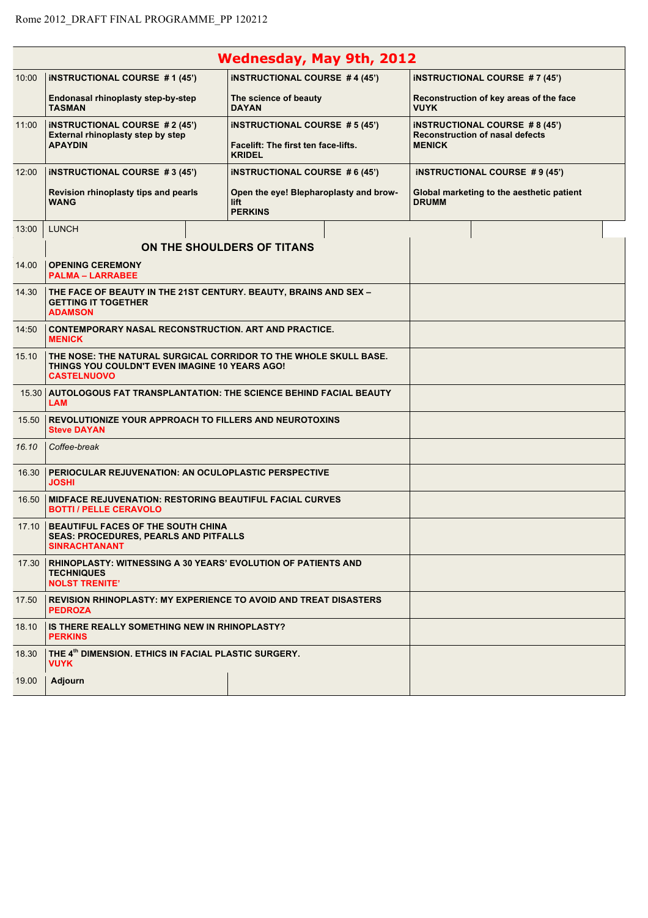Rome 2012_DRAFT FINAL PROGRAMME_PP 120212

## Wednesday, May 9th, 2012

| | | | |
|---|---|---|---|
| 10:00 | **iNSTRUCTIONAL COURSE # 1 (45')**<br><br>**Endonasal rhinoplasty step-by-step**<br>**TASMAN** | **iNSTRUCTIONAL COURSE # 4 (45')**<br><br>**The science of beauty**<br>**DAYAN** | **iNSTRUCTIONAL COURSE # 7 (45')**<br><br>**Reconstruction of key areas of the face**<br>**VUYK** |
| 11:00 | **iNSTRUCTIONAL COURSE # 2 (45')**<br>**External rhinoplasty step by step**<br>**APAYDIN** | **iNSTRUCTIONAL COURSE # 5 (45')**<br><br>**Facelift: The first ten face-lifts.**<br>**KRIDEL** | **iNSTRUCTIONAL COURSE # 8 (45')**<br>**Reconstruction of nasal defects**<br>**MENICK** |
| 12:00 | **iNSTRUCTIONAL COURSE # 3 (45')**<br><br>**Revision rhinoplasty tips and pearls**<br>**WANG** | **iNSTRUCTIONAL COURSE # 6 (45')**<br><br>**Open the eye! Blepharoplasty and brow-lift**<br>**PERKINS** | **iNSTRUCTIONAL COURSE # 9 (45')**<br><br>**Global marketing to the aesthetic patient**<br>**DRUMM** |
| 13:00 | LUNCH | | |

| | | |
|---|---|---|
| | **ON THE SHOULDERS OF TITANS** | |
| 14.00 | **OPENING CEREMONY**<br>**PALMA – LARRABEE** | |
| 14.30 | **THE FACE OF BEAUTY IN THE 21ST CENTURY. BEAUTY, BRAINS AND SEX – GETTING IT TOGETHER**<br>**ADAMSON** | |
| 14:50 | **CONTEMPORARY NASAL RECONSTRUCTION. ART AND PRACTICE.**<br>**MENICK** | |
| 15.10 | **THE NOSE: THE NATURAL SURGICAL CORRIDOR TO THE WHOLE SKULL BASE. THINGS YOU COULDN'T EVEN IMAGINE 10 YEARS AGO!**<br>**CASTELNUOVO** | |
| 15.30 | **AUTOLOGOUS FAT TRANSPLANTATION: THE SCIENCE BEHIND FACIAL BEAUTY**<br>**LAM** | |
| 15.50 | **REVOLUTIONIZE YOUR APPROACH TO FILLERS AND NEUROTOXINS**<br>**Steve DAYAN** | |
| *16.10* | *Coffee-break* | |
| 16.30 | **PERIOCULAR REJUVENATION: AN OCULOPLASTIC PERSPECTIVE**<br>**JOSHI** | |
| 16.50 | **MIDFACE REJUVENATION: RESTORING BEAUTIFUL FACIAL CURVES**<br>**BOTTI / PELLE CERAVOLO** | |
| 17.10 | **BEAUTIFUL FACES OF THE SOUTH CHINA SEAS: PROCEDURES, PEARLS AND PITFALLS**<br>**SINRACHTANANT** | |
| 17.30 | **RHINOPLASTY: WITNESSING A 30 YEARS' EVOLUTION OF PATIENTS AND TECHNIQUES**<br>**NOLST TRENITE'** | |
| 17.50 | **REVISION RHINOPLASTY: MY EXPERIENCE TO AVOID AND TREAT DISASTERS**<br>**PEDROZA** | |
| 18.10 | **IS THERE REALLY SOMETHING NEW IN RHINOPLASTY?**<br>**PERKINS** | |
| 18.30 | **THE 4th DIMENSION. ETHICS IN FACIAL PLASTIC SURGERY.**<br>**VUYK** | |
| 19.00 | **Adjourn** | |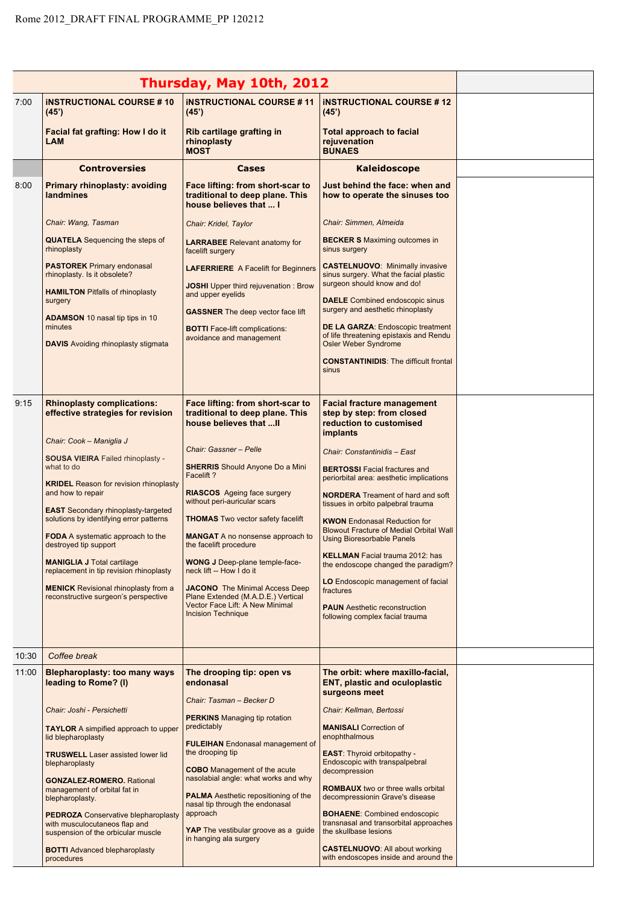Rome 2012_DRAFT FINAL PROGRAMME_PP 120212

## Thursday, May 10th, 2012

| | | | | |
|---|---|---|---|---|
| 7:00 | **INSTRUCTIONAL COURSE # 10 (45')**<br><br>**Facial fat grafting: How I do it**<br>**LAM** | **INSTRUCTIONAL COURSE # 11 (45')**<br><br>**Rib cartilage grafting in rhinoplasty**<br>**MOST** | **INSTRUCTIONAL COURSE # 12 (45')**<br><br>**Total approach to facial rejuvenation**<br>**BUNAES** | |
| | **Controversies** | **Cases** | **Kaleidoscope** | |
| 8:00 | **Primary rhinoplasty: avoiding landmines**<br><br>*Chair: Wang, Tasman*<br><br>**QUATELA** Sequencing the steps of rhinoplasty<br><br>**PASTOREK** Primary endonasal rhinoplasty. Is it obsolete?<br><br>**HAMILTON** Pitfalls of rhinoplasty surgery<br><br>**ADAMSON** 10 nasal tip tips in 10 minutes<br><br>**DAVIS** Avoiding rhinoplasty stigmata | **Face lifting: from short-scar to traditional to deep plane. This house believes that ... I**<br><br>*Chair: Kridel, Taylor*<br><br>**LARRABEE** Relevant anatomy for facelift surgery<br><br>**LAFERRIERE** A Facelift for Beginners<br><br>**JOSHI** Upper third rejuvenation : Brow and upper eyelids<br><br>**GASSNER** The deep vector face lift<br><br>**BOTTI** Face-lift complications: avoidance and management | **Just behind the face: when and how to operate the sinuses too**<br><br>*Chair: Simmen, Almeida*<br><br>**BECKER S** Maximing outcomes in sinus surgery<br><br>**CASTELNUOVO**: Minimally invasive sinus surgery. What the facial plastic surgeon should know and do!<br><br>**DAELE** Combined endoscopic sinus surgery and aesthetic rhinoplasty<br><br>**DE LA GARZA**: Endoscopic treatment of life threatening epistaxis and Rendu Osler Weber Syndrome<br><br>**CONSTANTINIDIS**: The difficult frontal sinus | |
| 9:15 | **Rhinoplasty complications: effective strategies for revision**<br><br>*Chair: Cook – Maniglia J*<br><br>**SOUSA VIEIRA** Failed rhinoplasty - what to do<br><br>**KRIDEL** Reason for revision rhinoplasty and how to repair<br><br>**EAST** Secondary rhinoplasty-targeted solutions by identifying error patterns<br><br>**FODA** A systematic approach to the destroyed tip support<br><br>**MANIGLIA J** Total cartilage replacement in tip revision rhinoplasty<br><br>**MENICK** Revisional rhinoplasty from a reconstructive surgeon's perspective | **Face lifting: from short-scar to traditional to deep plane. This house believes that ...II**<br><br>*Chair: Gassner – Pelle*<br><br>**SHERRIS** Should Anyone Do a Mini Facelift ?<br><br>**RIASCOS** Ageing face surgery without peri-auricular scars<br><br>**THOMAS** Two vector safety facelift<br><br>**MANGAT** A no nonsense approach to the facelift procedure<br><br>**WONG J** Deep-plane temple-face-neck lift -- How I do it<br><br>**JACONO** The Minimal Access Deep Plane Extended (M.A.D.E.) Vertical Vector Face Lift: A New Minimal Incision Technique | **Facial fracture management step by step: from closed reduction to customised implants**<br><br>*Chair: Constantinidis – East*<br><br>**BERTOSSI** Facial fractures and periorbital area: aesthetic implications<br><br>**NORDERA** Treament of hard and soft tissues in orbito palpebral trauma<br><br>**KWON** Endonasal Reduction for Blowout Fracture of Medial Orbital Wall Using Bioresorbable Panels<br><br>**KELLMAN** Facial trauma 2012: has the endoscope changed the paradigm?<br><br>**LO** Endoscopic management of facial fractures<br><br>**PAUN** Aesthetic reconstruction following complex facial trauma | |
| 10:30 | *Coffee break* | | | |
| 11:00 | **Blepharoplasty: too many ways leading to Rome? (I)**<br><br>*Chair: Joshi - Persichetti*<br><br>**TAYLOR** A simpified approach to upper lid blepharoplasty<br><br>**TRUSWELL** Laser assisted lower lid blepharoplasty<br><br>**GONZALEZ-ROMERO.** Rational management of orbital fat in blepharoplasty.<br><br>**PEDROZA** Conservative blepharoplasty with musculocutaneos flap and suspension of the orbicular muscle<br><br>**BOTTI** Advanced blepharoplasty procedures | **The drooping tip: open vs endonasal**<br><br>*Chair: Tasman – Becker D*<br><br>**PERKINS** Managing tip rotation predictably<br><br>**FULEIHAN** Endonasal management of the drooping tip<br><br>**COBO** Management of the acute nasolabial angle: what works and why<br><br>**PALMA** Aesthetic repositioning of the nasal tip through the endonasal approach<br><br>**YAP** The vestibular groove as a guide in hanging ala surgery | **The orbit: where maxillo-facial, ENT, plastic and oculoplastic surgeons meet**<br><br>*Chair: Kellman, Bertossi*<br><br>**MANISALI** Correction of enophthalmous<br><br>**EAST**: Thyroid orbitopathy - Endoscopic with transpalpebral decompression<br><br>**ROMBAUX** two or three walls orbital decompressionin Grave's disease<br><br>**BOHAENE**: Combined endoscopic transnasal and transorbital approaches the skullbase lesions<br><br>**CASTELNUOVO**: All about working with endoscopes inside and around the | |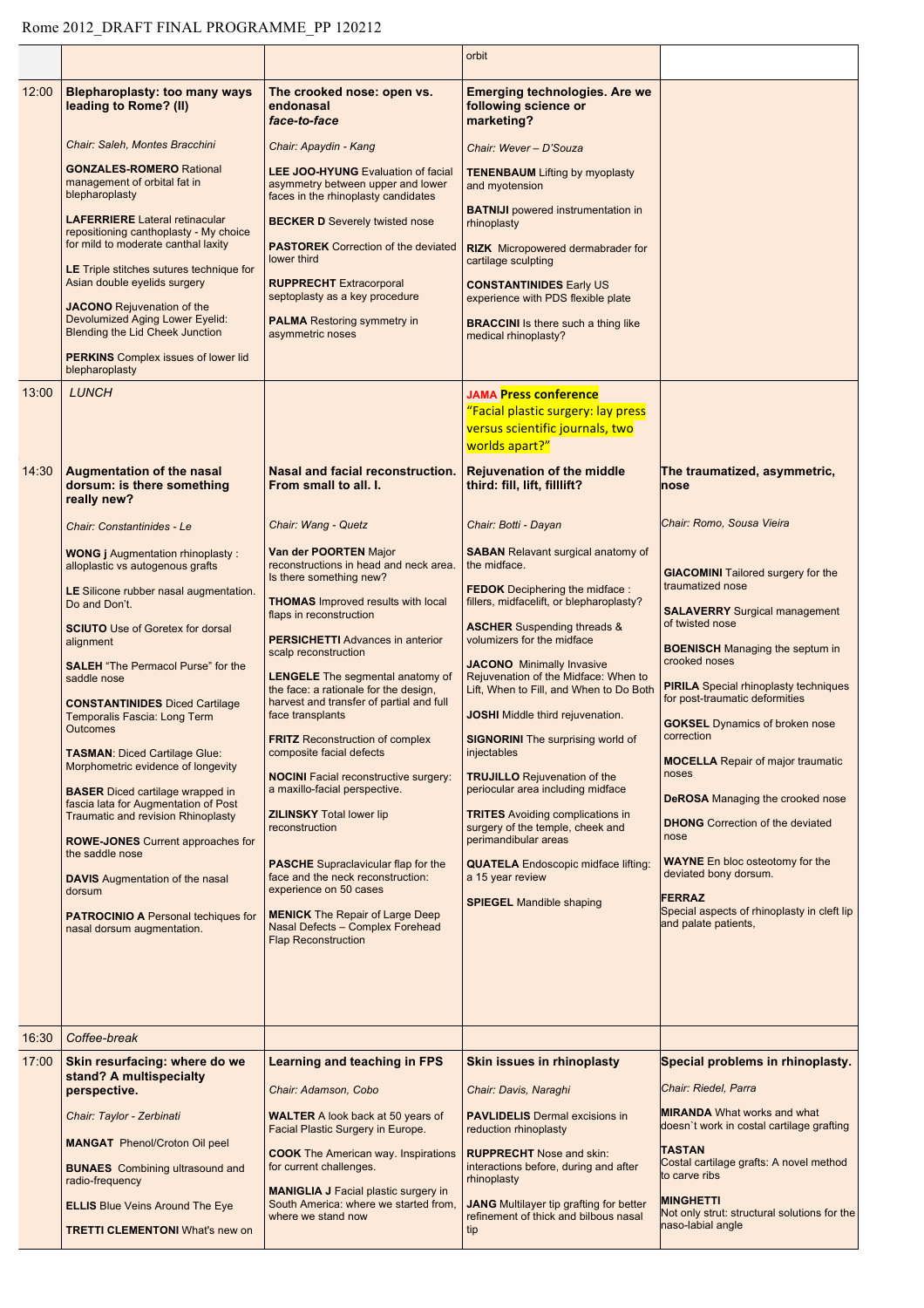Rome 2012_DRAFT FINAL PROGRAMME_PP 120212

| | | | | |
|---|---|---|---|---|
| | | | orbit | |
| 12:00 | **Blepharoplasty: too many ways leading to Rome? (II)**<br><br>*Chair: Saleh, Montes Bracchini*<br><br>**GONZALES-ROMERO** Rational management of orbital fat in blepharoplasty<br><br>**LAFERRIERE** Lateral retinacular repositioning canthoplasty - My choice for mild to moderate canthal laxity<br><br>**LE** Triple stitches sutures technique for Asian double eyelids surgery<br><br>**JACONO** Rejuvenation of the Devolumized Aging Lower Eyelid: Blending the Lid Cheek Junction<br><br>**PERKINS** Complex issues of lower lid blepharoplasty | **The crooked nose: open vs. endonasal *face-to-face***<br><br>*Chair: Apaydin - Kang*<br><br>**LEE JOO-HYUNG** Evaluation of facial asymmetry between upper and lower faces in the rhinoplasty candidates<br><br>**BECKER D** Severely twisted nose<br><br>**PASTOREK** Correction of the deviated lower third<br><br>**RUPPRECHT** Extracorporal septoplasty as a key procedure<br><br>**PALMA** Restoring symmetry in asymmetric noses | **Emerging technologies. Are we following science or marketing?**<br><br>*Chair: Wever – D'Souza*<br><br>**TENENBAUM** Lifting by myoplasty and myotension<br><br>**BATNIJI** powered instrumentation in rhinoplasty<br><br>**RIZK** Micropowered dermabrader for cartilage sculpting<br><br>**CONSTANTINIDES** Early US experience with PDS flexible plate<br><br>**BRACCINI** Is there such a thing like medical rhinoplasty? | |
| 13:00 | *LUNCH* | | **JAMA Press conference**<br>"Facial plastic surgery: lay press versus scientific journals, two worlds apart?" | |
| 14:30 | **Augmentation of the nasal dorsum: is there something really new?**<br><br>*Chair: Constantinides - Le*<br><br>**WONG j** Augmentation rhinoplasty : alloplastic vs autogenous grafts<br><br>**LE** Silicone rubber nasal augmentation. Do and Don't.<br><br>**SCIUTO** Use of Goretex for dorsal alignment<br><br>**SALEH** "The Permacol Purse" for the saddle nose<br><br>**CONSTANTINIDES** Diced Cartilage Temporalis Fascia: Long Term Outcomes<br><br>**TASMAN**: Diced Cartilage Glue: Morphometric evidence of longevity<br><br>**BASER** Diced cartilage wrapped in fascia lata for Augmentation of Post Traumatic and revision Rhinoplasty<br><br>**ROWE-JONES** Current approaches for the saddle nose<br><br>**DAVIS** Augmentation of the nasal dorsum<br><br>**PATROCINIO A** Personal techiques for nasal dorsum augmentation. | **Nasal and facial reconstruction. From small to all. I.**<br><br>*Chair: Wang - Quetz*<br><br>**Van der POORTEN** Major reconstructions in head and neck area. Is there something new?<br><br>**THOMAS** Improved results with local flaps in reconstruction<br><br>**PERSICHETTI** Advances in anterior scalp reconstruction<br><br>**LENGELE** The segmental anatomy of the face: a rationale for the design, harvest and transfer of partial and full face transplants<br><br>**FRITZ** Reconstruction of complex composite facial defects<br><br>**NOCINI** Facial reconstructive surgery: a maxillo-facial perspective.<br><br>**ZILINSKY** Total lower lip reconstruction<br><br>**PASCHE** Supraclavicular flap for the face and the neck reconstruction: experience on 50 cases<br><br>**MENICK** The Repair of Large Deep Nasal Defects – Complex Forehead Flap Reconstruction | **Rejuvenation of the middle third: fill, lift, filllift?**<br><br>*Chair: Botti - Dayan*<br><br>**SABAN** Relavant surgical anatomy of the midface.<br><br>**FEDOK** Deciphering the midface : fillers, midfacelift, or blepharoplasty?<br><br>**ASCHER** Suspending threads & volumizers for the midface<br><br>**JACONO** Minimally Invasive Rejuvenation of the Midface: When to Lift, When to Fill, and When to Do Both<br><br>**JOSHI** Middle third rejuvenation.<br><br>**SIGNORINI** The surprising world of injectables<br><br>**TRUJILLO** Rejuvenation of the periocular area including midface<br><br>**TRITES** Avoiding complications in surgery of the temple, cheek and perimandibular areas<br><br>**QUATELA** Endoscopic midface lifting: a 15 year review<br><br>**SPIEGEL** Mandible shaping | **The traumatized, asymmetric, nose**<br><br>*Chair: Romo, Sousa Vieira*<br><br>**GIACOMINI** Tailored surgery for the traumatized nose<br><br>**SALAVERRY** Surgical management of twisted nose<br><br>**BOENISCH** Managing the septum in crooked noses<br><br>**PIRILA** Special rhinoplasty techniques for post-traumatic deformities<br><br>**GOKSEL** Dynamics of broken nose correction<br><br>**MOCELLA** Repair of major traumatic noses<br><br>**DeROSA** Managing the crooked nose<br><br>**DHONG** Correction of the deviated nose<br><br>**WAYNE** En bloc osteotomy for the deviated bony dorsum.<br><br>**FERRAZ**<br>Special aspects of rhinoplasty in cleft lip and palate patients, |
| 16:30 | *Coffee-break* | | | |
| 17:00 | **Skin resurfacing: where do we stand? A multispecialty perspective.**<br><br>*Chair: Taylor - Zerbinati*<br><br>**MANGAT** Phenol/Croton Oil peel<br><br>**BUNAES** Combining ultrasound and radio-frequency<br><br>**ELLIS** Blue Veins Around The Eye<br><br>**TRETTI CLEMENTONI** What's new on | **Learning and teaching in FPS**<br><br>*Chair: Adamson, Cobo*<br><br>**WALTER** A look back at 50 years of Facial Plastic Surgery in Europe.<br><br>**COOK** The American way. Inspirations for current challenges.<br><br>**MANIGLIA J** Facial plastic surgery in South America: where we started from, where we stand now | **Skin issues in rhinoplasty**<br><br>*Chair: Davis, Naraghi*<br><br>**PAVLIDELIS** Dermal excisions in reduction rhinoplasty<br><br>**RUPPRECHT** Nose and skin: interactions before, during and after rhinoplasty<br><br>**JANG** Multilayer tip grafting for better refinement of thick and bilbous nasal tip | **Special problems in rhinoplasty.**<br><br>*Chair: Riedel, Parra*<br><br>**MIRANDA** What works and what doesn`t work in costal cartilage grafting<br><br>**TASTAN**<br>Costal cartilage grafts: A novel method to carve ribs<br><br>**MINGHETTI**<br>Not only strut: structural solutions for the naso-labial angle |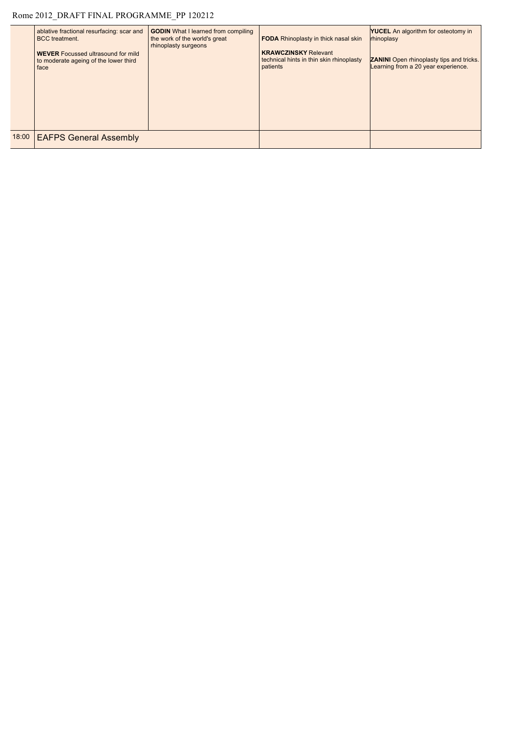| | | | | |
|---|---|---|---|---|
| | ablative fractional resurfacing: scar and BCC treatment.<br><br>**WEVER** Focussed ultrasound for mild to moderate ageing of the lower third face | **GODIN** What I learned from compiling the work of the world's great rhinoplasty surgeons | **FODA** Rhinoplasty in thick nasal skin<br><br>**KRAWCZINSKY** Relevant technical hints in thin skin rhinoplasty patients | **YUCEL** An algorithm for osteotomy in rhinoplasy<br><br>**ZANINI** Open rhinoplasty tips and tricks. Learning from a 20 year experience. |
| 18:00 | EAFPS General Assembly | | | |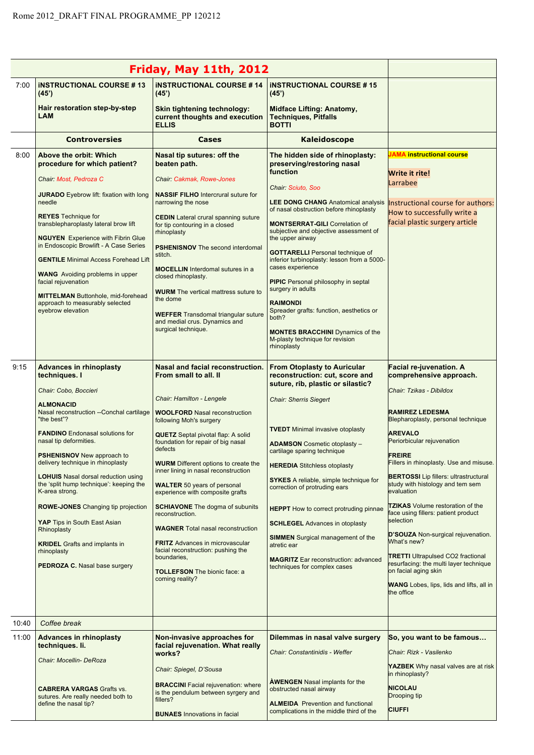Rome 2012_DRAFT FINAL PROGRAMME_PP 120212

| | **Friday, May 11th, 2012** | | | |
|---|---|---|---|---|
| 7:00 | **iNSTRUCTIONAL COURSE # 13 (45')**<br><br>**Hair restoration step-by-step LAM** | **iNSTRUCTIONAL COURSE # 14 (45')**<br><br>**Skin tightening technology: current thoughts and execution ELLIS** | **iNSTRUCTIONAL COURSE # 15 (45')**<br><br>**Midface Lifting: Anatomy, Techniques, Pitfalls BOTTI** | |
| | **Controversies** | **Cases** | **Kaleidoscope** | |
| 8:00 | **Above the orbit: Which procedure for which patient?**<br><br>*Chair: Most, Pedroza C*<br><br>**JURADO** Eyebrow lift: fixation with long needle<br><br>**REYES** Technique for transblepharoplasty lateral brow lift<br><br>**NGUYEN** Experience with Fibrin Glue in Endoscopic Browlift - A Case Series<br><br>**GENTILE** Minimal Access Forehead Lift<br><br>**WANG** Avoiding problems in upper facial rejuvenation<br><br>**MITTELMAN** Buttonhole, mid-forehead approach to measurably selected eyebrow elevation | **Nasal tip sutures: off the beaten path.**<br><br>*Chair: Cakmak, Rowe-Jones*<br><br>**NASSIF FILHO** Intercrural suture for narrowing the nose<br><br>**CEDIN** Lateral crural spanning suture for tip contouring in a closed rhinoplasty<br><br>**PSHENISNOV** The second interdomal stitch.<br><br>**MOCELLIN** Interdomal sutures in a closed rhinoplasty.<br><br>**WURM** The vertical mattress suture to the dome<br><br>**WEFFER** Transdomal triangular suture and medial crus. Dynamics and surgical technique. | **The hidden side of rhinoplasty: preserving/restoring nasal function**<br><br>*Chair: Sciuto, Soo*<br><br>**LEE DONG CHANG** Anatomical analysis of nasal obstruction before rhinoplasty<br><br>**MONTSERRAT-GILI** Correlation of subjective and objective assessment of the upper airway<br><br>**GOTTARELLI** Personal technique of inferior turbinoplasty: lesson from a 5000-cases experience<br><br>**PIPIC** Personal philosophy in septal surgery in adults<br><br>**RAIMONDI** Spreader grafts: function, aesthetics or both?<br><br>**MONTES BRACCHINI** Dynamics of the M-plasty technique for revision rhinoplasty | **JAMA instructional course**<br><br>**Write it rite!**<br>Larrabee<br><br>Instructional course for authors: How to successfully write a facial plastic surgery article |
| 9:15 | **Advances in rhinoplasty techniques. I**<br><br>*Chair: Cobo, Boccieri*<br><br>**ALMONACID** Nasal reconstruction --Conchal cartilage "the best"?<br><br>**FANDINO** Endonasal solutions for nasal tip deformities.<br><br>**PSHENISNOV** New approach to delivery technique in rhinoplasty<br><br>**LOHUIS** Nasal dorsal reduction using the 'split hump technique': keeping the K-area strong.<br><br>**ROWE-JONES** Changing tip projection<br><br>**YAP** Tips in South East Asian Rhinoplasty<br><br>**KRIDEL** Grafts and implants in rhinoplasty<br><br>**PEDROZA C.** Nasal base surgery | **Nasal and facial reconstruction. From small to all. II**<br><br>*Chair: Hamilton - Lengele*<br><br>**WOOLFORD** Nasal reconstruction following Moh's surgery<br><br>**QUETZ** Septal pivotal flap: A solid foundation for repair of big nasal defects<br><br>**WURM** Different options to create the inner lining in nasal reconstruction<br><br>**WALTER** 50 years of personal experience with composite grafts<br><br>**SCHIAVONE** The dogma of subunits reconstruction.<br><br>**WAGNER** Total nasal reconstruction<br><br>**FRITZ** Advances in microvascular facial reconstruction: pushing the boundaries,<br><br>**TOLLEFSON** The bionic face: a coming reality? | **From Otoplasty to Auricular reconstruction: cut, score and suture, rib, plastic or silastic?**<br><br>*Chair: Sherris Siegert*<br><br>**TVEDT** Minimal invasive otoplasty<br><br>**ADAMSON** Cosmetic otoplasty – cartilage sparing technique<br><br>**HEREDIA** Stitchless otoplasty<br><br>**SYKES** A reliable, simple technique for correction of protruding ears<br><br>**HEPPT** How to correct protruding pinnae<br><br>**SCHLEGEL** Advances in otoplasty<br><br>**SIMMEN** Surgical management of the atretic ear<br><br>**MAGRITZ** Ear reconstruction: advanced techniques for complex cases | **Facial re-juvenation. A comprehensive approach.**<br><br>*Chair: Tzikas - Dibildox*<br><br>**RAMIREZ LEDESMA** Blepharoplasty, personal technique<br><br>**AREVALO** Periorbicular rejuvenation<br><br>**FREIRE** Fillers in rhinoplasty. Use and misuse.<br><br>**BERTOSSI** Lip fillers: ultrastructural study with histology and tem sem evaluation<br><br>**TZIKAS** Volume restoration of the face using fillers: patient product selection<br><br>**D'SOUZA** Non-surgical rejuvenation. What's new?<br><br>**TRETTI** Ultrapulsed CO2 fractional resurfacing: the multi layer technique on facial aging skin<br><br>**WANG** Lobes, lips, lids and lifts, all in the office |
| 10:40 | *Coffee break* | | | |
| 11:00 | **Advances in rhinoplasty techniques. Ii.**<br><br>*Chair: Mocellin- DeRoza*<br><br>**CABRERA VARGAS** Grafts vs. sutures. Are really needed both to define the nasal tip? | **Non-invasive approaches for facial rejuvenation. What really works?**<br><br>*Chair: Spiegel, D'Sousa*<br><br>**BRACCINI** Facial rejuvenation: where is the pendulum between syrgery and fillers?<br><br>**BUNAES** Innovations in facial | **Dilemmas in nasal valve surgery**<br><br>*Chair: Constantinidis - Weffer*<br><br>**ÀWENGEN** Nasal implants for the obstructed nasal airway<br><br>**ALMEIDA** Prevention and functional complications in the middle third of the | **So, you want to be famous…**<br><br>*Chair: Rizk - Vasilenko*<br><br>**YAZBEK** Why nasal valves are at risk in rhinoplasty?<br><br>**NICOLAU** Drooping tip<br><br>**CIUFFI** |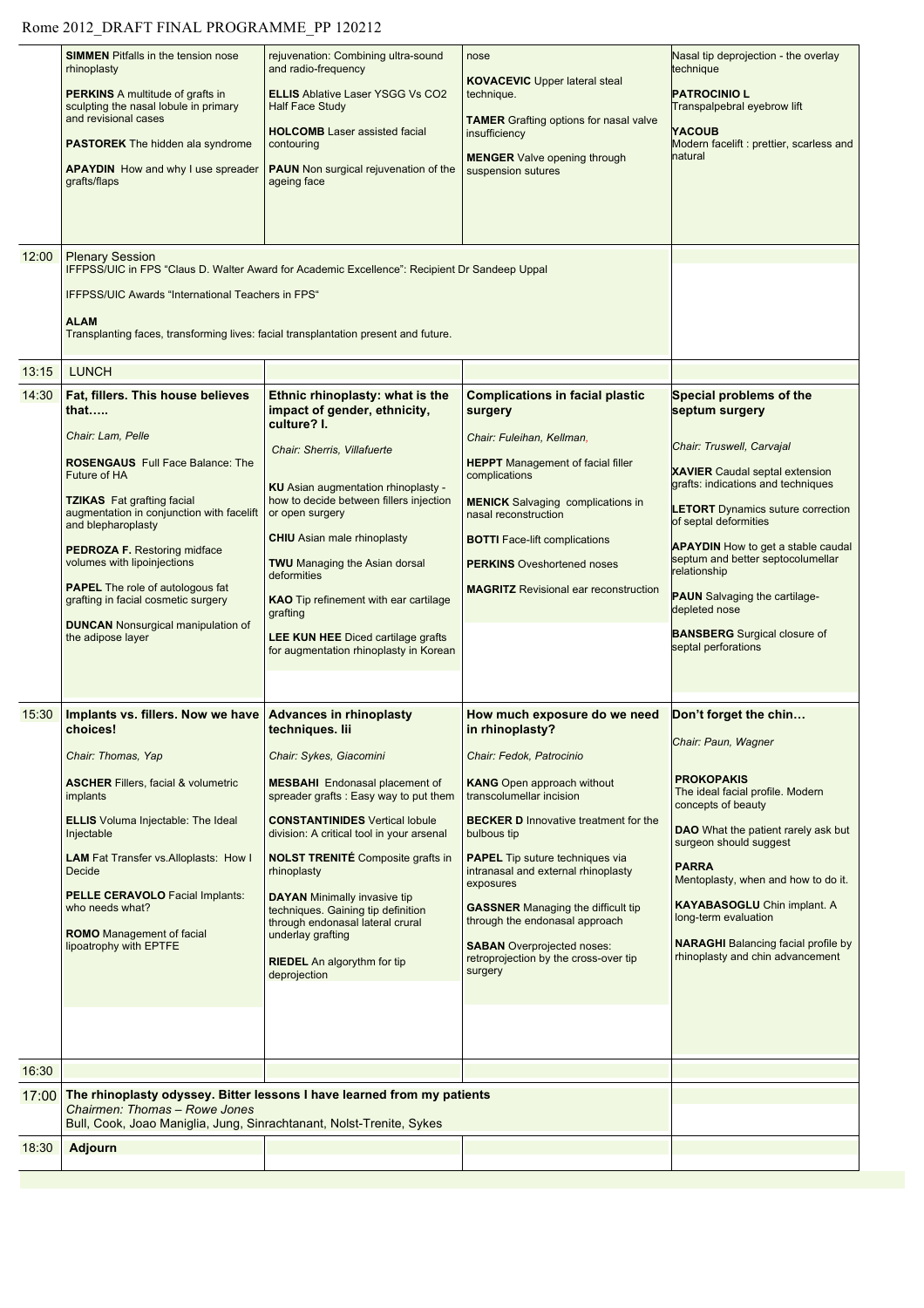Rome 2012_DRAFT FINAL PROGRAMME_PP 120212

| | | | | |
|---|---|---|---|---|
| | **SIMMEN** Pitfalls in the tension nose rhinoplasty<br><br>**PERKINS** A multitude of grafts in sculpting the nasal lobule in primary and revisional cases<br><br>**PASTOREK** The hidden ala syndrome<br><br>**APAYDIN** How and why I use spreader grafts/flaps | rejuvenation: Combining ultra-sound and radio-frequency<br><br>**ELLIS** Ablative Laser YSGG Vs CO2 Half Face Study<br><br>**HOLCOMB** Laser assisted facial contouring<br><br>**PAUN** Non surgical rejuvenation of the ageing face | nose<br><br>**KOVACEVIC** Upper lateral steal technique.<br><br>**TAMER** Grafting options for nasal valve insufficiency<br><br>**MENGER** Valve opening through suspension sutures | Nasal tip deprojection - the overlay technique<br><br>**PATROCINIO L** Transpalpebral eyebrow lift<br><br>**YACOUB** Modern facelift : prettier, scarless and natural |
| 12:00 | Plenary Session<br>IFFPSS/UIC in FPS "Claus D. Walter Award for Academic Excellence": Recipient Dr Sandeep Uppal<br><br>IFFPSS/UIC Awards "International Teachers in FPS"<br><br>**ALAM**<br>Transplanting faces, transforming lives: facial transplantation present and future. | | | |
| 13:15 | LUNCH | | | |
| 14:30 | **Fat, fillers. This house believes that…..**<br><br>*Chair: Lam, Pelle*<br><br>**ROSENGAUS** Full Face Balance: The Future of HA<br><br>**TZIKAS** Fat grafting facial augmentation in conjunction with facelift and blepharoplasty<br><br>**PEDROZA F.** Restoring midface volumes with lipoinjections<br><br>**PAPEL** The role of autologous fat grafting in facial cosmetic surgery<br><br>**DUNCAN** Nonsurgical manipulation of the adipose layer | **Ethnic rhinoplasty: what is the impact of gender, ethnicity, culture? I.**<br><br>*Chair: Sherris, Villafuerte*<br><br>**KU** Asian augmentation rhinoplasty - how to decide between fillers injection or open surgery<br><br>**CHIU** Asian male rhinoplasty<br><br>**TWU** Managing the Asian dorsal deformities<br><br>**KAO** Tip refinement with ear cartilage grafting<br><br>**LEE KUN HEE** Diced cartilage grafts for augmentation rhinoplasty in Korean | **Complications in facial plastic surgery**<br><br>*Chair: Fuleihan, Kellman,*<br><br>**HEPPT** Management of facial filler complications<br><br>**MENICK** Salvaging complications in nasal reconstruction<br><br>**BOTTI** Face-lift complications<br><br>**PERKINS** Oveshortened noses<br><br>**MAGRITZ** Revisional ear reconstruction | **Special problems of the septum surgery**<br><br>*Chair: Truswell, Carvajal*<br><br>**XAVIER** Caudal septal extension grafts: indications and techniques<br><br>**LETORT** Dynamics suture correction of septal deformities<br><br>**APAYDIN** How to get a stable caudal septum and better septocolumellar relationship<br><br>**PAUN** Salvaging the cartilage-depleted nose<br><br>**BANSBERG** Surgical closure of septal perforations |
| 15:30 | **Implants vs. fillers. Now we have choices!**<br><br>*Chair: Thomas, Yap*<br><br>**ASCHER** Fillers, facial & volumetric implants<br><br>**ELLIS** Voluma Injectable: The Ideal Injectable<br><br>**LAM** Fat Transfer vs.Alloplasts: How I Decide<br><br>**PELLE CERAVOLO** Facial Implants: who needs what?<br><br>**ROMO** Management of facial lipoatrophy with EPTFE | **Advances in rhinoplasty techniques. Iii**<br><br>*Chair: Sykes, Giacomini*<br><br>**MESBAHI** Endonasal placement of spreader grafts : Easy way to put them<br><br>**CONSTANTINIDES** Vertical lobule division: A critical tool in your arsenal<br><br>**NOLST TRENITÉ** Composite grafts in rhinoplasty<br><br>**DAYAN** Minimally invasive tip techniques. Gaining tip definition through endonasal lateral crural underlay grafting<br><br>**RIEDEL** An algorythm for tip deprojection | **How much exposure do we need in rhinoplasty?**<br><br>*Chair: Fedok, Patrocinio*<br><br>**KANG** Open approach without transcolumellar incision<br><br>**BECKER D** Innovative treatment for the bulbous tip<br><br>**PAPEL** Tip suture techniques via intranasal and external rhinoplasty exposures<br><br>**GASSNER** Managing the difficult tip through the endonasal approach<br><br>**SABAN** Overprojected noses: retroprojection by the cross-over tip surgery | **Don't forget the chin…**<br><br>*Chair: Paun, Wagner*<br><br>**PROKOPAKIS** The ideal facial profile. Modern concepts of beauty<br><br>**DAO** What the patient rarely ask but surgeon should suggest<br><br>**PARRA** Mentoplasty, when and how to do it.<br><br>**KAYABASOGLU** Chin implant. A long-term evaluation<br><br>**NARAGHI** Balancing facial profile by rhinoplasty and chin advancement |
| 16:30 | | | | |
| 17:00 | **The rhinoplasty odyssey. Bitter lessons I have learned from my patients**<br>*Chairmen: Thomas – Rowe Jones*<br>Bull, Cook, Joao Maniglia, Jung, Sinrachtanant, Nolst-Trenite, Sykes | | | |
| 18:30 | **Adjourn** | | | |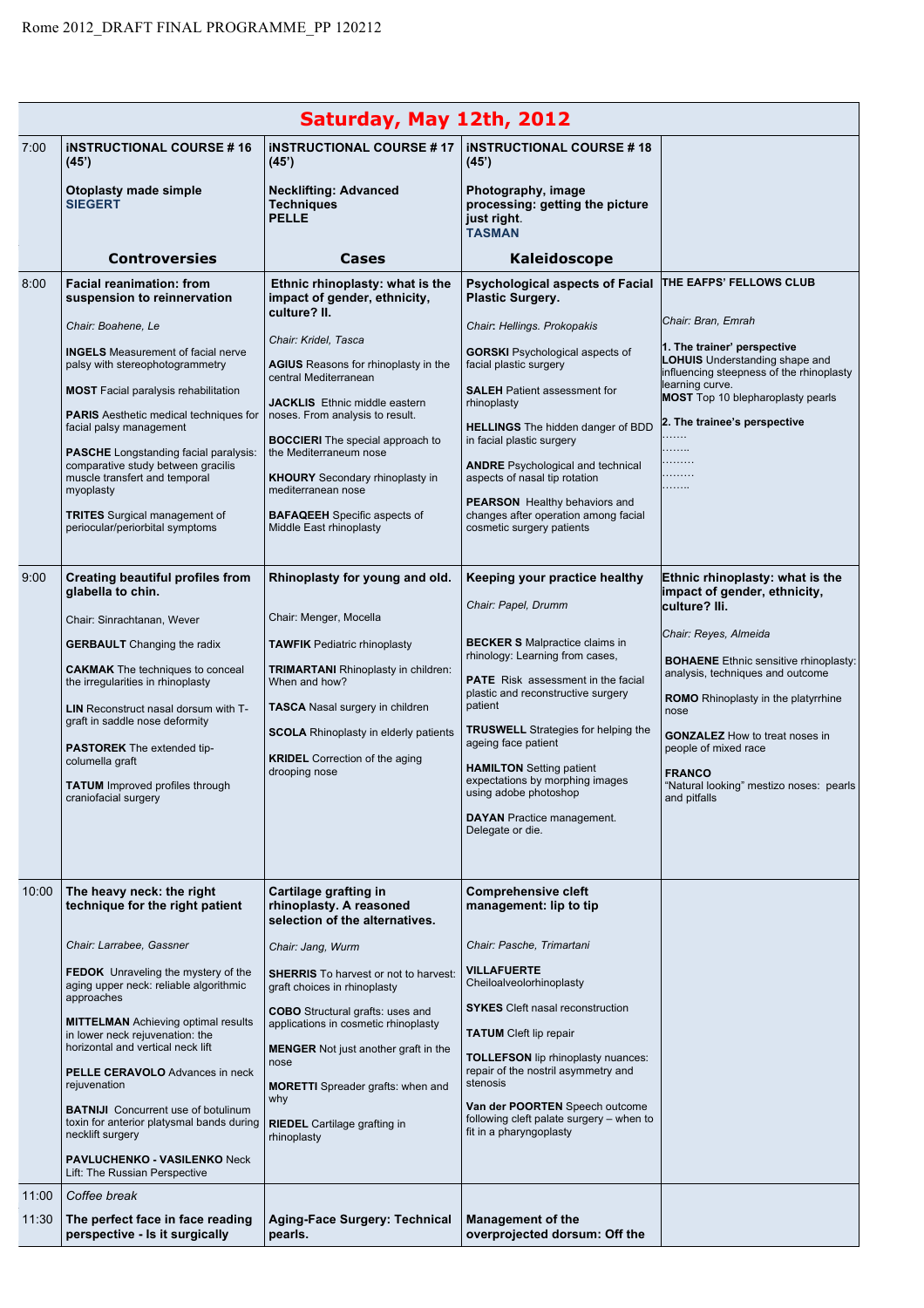# Saturday, May 12th, 2012

| | | | | |
|---|---|---|---|---|
| 7:00 | **INSTRUCTIONAL COURSE # 16 (45')**<br><br>**Otoplasty made simple**<br>**SIEGERT** | **INSTRUCTIONAL COURSE # 17 (45')**<br><br>**Necklifting: Advanced Techniques**<br>**PELLE** | **INSTRUCTIONAL COURSE # 18 (45')**<br><br>**Photography, image processing: getting the picture just right.**<br>**TASMAN** | |
| | **Controversies** | **Cases** | **Kaleidoscope** | |
| 8:00 | **Facial reanimation: from suspension to reinnervation**<br><br>*Chair: Boahene, Le*<br><br>**INGELS** Measurement of facial nerve palsy with stereophotogrammetry<br><br>**MOST** Facial paralysis rehabilitation<br><br>**PARIS** Aesthetic medical techniques for facial palsy management<br><br>**PASCHE** Longstanding facial paralysis: comparative study between gracilis muscle transfert and temporal myoplasty<br><br>**TRITES** Surgical management of periocular/periorbital symptoms | **Ethnic rhinoplasty: what is the impact of gender, ethnicity, culture? II.**<br><br>*Chair: Kridel, Tasca*<br><br>**AGIUS** Reasons for rhinoplasty in the central Mediterranean<br><br>**JACKLIS** Ethnic middle eastern noses. From analysis to result.<br><br>**BOCCIERI** The special approach to the Mediterraneum nose<br><br>**KHOURY** Secondary rhinoplasty in mediterranean nose<br><br>**BAFAQEEH** Specific aspects of Middle East rhinoplasty | **Psychological aspects of Facial Plastic Surgery.**<br><br>*Chair: Hellings. Prokopakis*<br><br>**GORSKI** Psychological aspects of facial plastic surgery<br><br>**SALEH** Patient assessment for rhinoplasty<br><br>**HELLINGS** The hidden danger of BDD in facial plastic surgery<br><br>**ANDRE** Psychological and technical aspects of nasal tip rotation<br><br>**PEARSON** Healthy behaviors and changes after operation among facial cosmetic surgery patients | **THE EAFPS' FELLOWS CLUB**<br><br>*Chair: Bran, Emrah*<br><br>**1. The trainer' perspective**<br>**LOHUIS** Understanding shape and influencing steepness of the rhinoplasty learning curve.<br>**MOST** Top 10 blepharoplasty pearls<br><br>**2. The trainee's perspective**<br>…….<br>……..<br>………<br>………<br>…….. |
| 9:00 | **Creating beautiful profiles from glabella to chin.**<br><br>Chair: Sinrachtanan, Wever<br><br>**GERBAULT** Changing the radix<br><br>**CAKMAK** The techniques to conceal the irregularities in rhinoplasty<br><br>**LIN** Reconstruct nasal dorsum with T-graft in saddle nose deformity<br><br>**PASTOREK** The extended tip-columella graft<br><br>**TATUM** Improved profiles through craniofacial surgery | **Rhinoplasty for young and old.**<br><br>Chair: Menger, Mocella<br><br>**TAWFIK** Pediatric rhinoplasty<br><br>**TRIMARTANI** Rhinoplasty in children: When and how?<br><br>**TASCA** Nasal surgery in children<br><br>**SCOLA** Rhinoplasty in elderly patients<br><br>**KRIDEL** Correction of the aging drooping nose | **Keeping your practice healthy**<br><br>*Chair: Papel, Drumm*<br><br>**BECKER S** Malpractice claims in rhinology: Learning from cases,<br><br>**PATE** Risk assessment in the facial plastic and reconstructive surgery patient<br><br>**TRUSWELL** Strategies for helping the ageing face patient<br><br>**HAMILTON** Setting patient expectations by morphing images using adobe photoshop<br><br>**DAYAN** Practice management. Delegate or die. | **Ethnic rhinoplasty: what is the impact of gender, ethnicity, culture? III.**<br><br>*Chair: Reyes, Almeida*<br><br>**BOHAENE** Ethnic sensitive rhinoplasty: analysis, techniques and outcome<br><br>**ROMO** Rhinoplasty in the platyrrhine nose<br><br>**GONZALEZ** How to treat noses in people of mixed race<br><br>**FRANCO** "Natural looking" mestizo noses: pearls and pitfalls |
| 10:00 | **The heavy neck: the right technique for the right patient**<br><br>*Chair: Larrabee, Gassner*<br><br>**FEDOK** Unraveling the mystery of the aging upper neck: reliable algorithmic approaches<br><br>**MITTELMAN** Achieving optimal results in lower neck rejuvenation: the horizontal and vertical neck lift<br><br>**PELLE CERAVOLO** Advances in neck rejuvenation<br><br>**BATNIJI** Concurrent use of botulinum toxin for anterior platysmal bands during necklift surgery<br><br>**PAVLUCHENKO - VASILENKO** Neck Lift: The Russian Perspective | **Cartilage grafting in rhinoplasty. A reasoned selection of the alternatives.**<br><br>*Chair: Jang, Wurm*<br><br>**SHERRIS** To harvest or not to harvest: graft choices in rhinoplasty<br><br>**COBO** Structural grafts: uses and applications in cosmetic rhinoplasty<br><br>**MENGER** Not just another graft in the nose<br><br>**MORETTI** Spreader grafts: when and why<br><br>**RIEDEL** Cartilage grafting in rhinoplasty | **Comprehensive cleft management: lip to tip**<br><br>*Chair: Pasche, Trimartani*<br><br>**VILLAFUERTE** Cheiloalveolorhinoplasty<br><br>**SYKES** Cleft nasal reconstruction<br><br>**TATUM** Cleft lip repair<br><br>**TOLLEFSON** lip rhinoplasty nuances: repair of the nostril asymmetry and stenosis<br><br>**Van der POORTEN** Speech outcome following cleft palate surgery – when to fit in a pharyngoplasty | |
| 11:00 | *Coffee break* | | | |
| 11:30 | **The perfect face in face reading perspective - Is it surgically** | **Aging-Face Surgery: Technical pearls.** | **Management of the overprojected dorsum: Off the** | |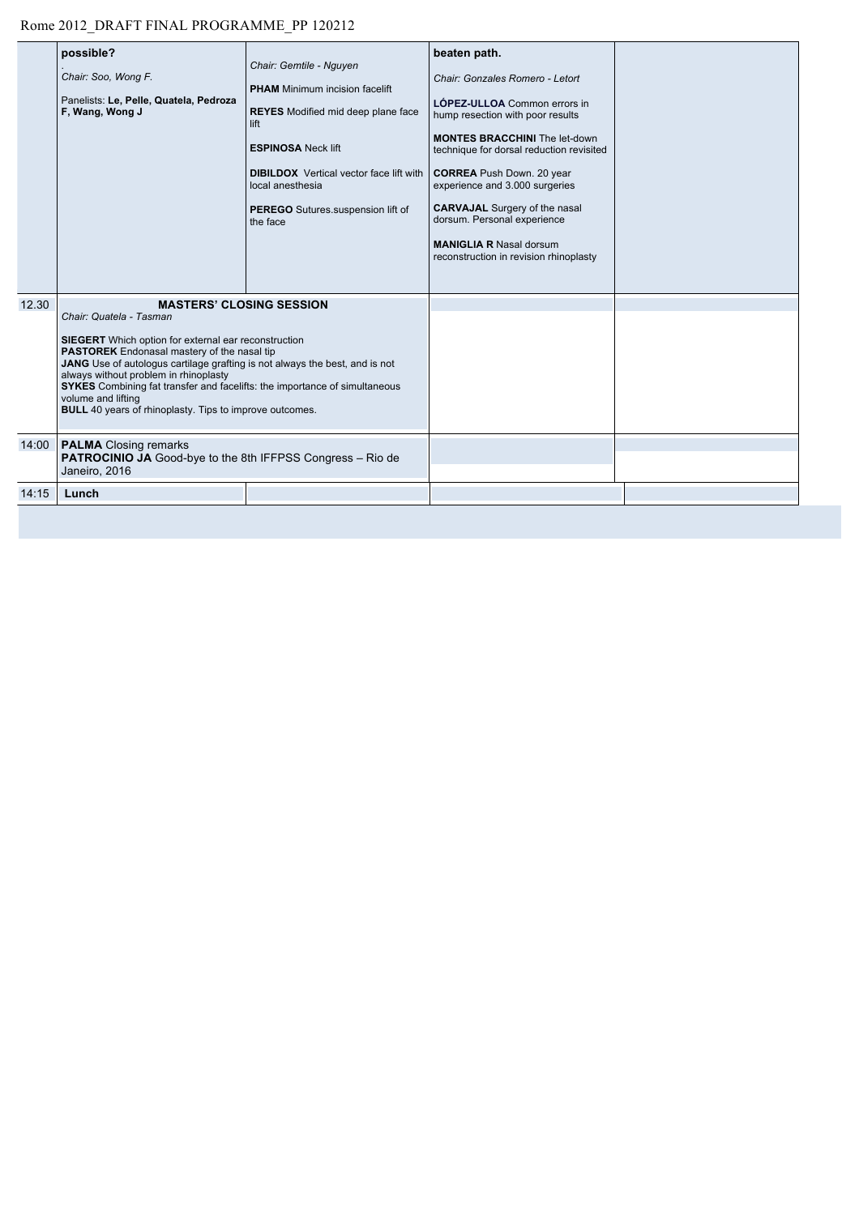| | | | | |
|---|---|---|---|---|
| | **possible?**<br>.<br>*Chair: Soo, Wong F.*<br>Panelists: **Le, Pelle, Quatela, Pedroza F, Wang, Wong J** | *Chair: Gemtile - Nguyen*<br>**PHAM** Minimum incision facelift<br>**REYES** Modified mid deep plane face lift<br>**ESPINOSA** Neck lift<br>**DIBILDOX** Vertical vector face lift with local anesthesia<br>**PEREGO** Sutures.suspension lift of the face | **beaten path.**<br>*Chair: Gonzales Romero - Letort*<br>**LÓPEZ-ULLOA** Common errors in hump resection with poor results<br>**MONTES BRACCHINI** The let-down technique for dorsal reduction revisited<br>**CORREA** Push Down. 20 year experience and 3.000 surgeries<br>**CARVAJAL** Surgery of the nasal dorsum. Personal experience<br>**MANIGLIA R** Nasal dorsum reconstruction in revision rhinoplasty | |
| 12.30 | **MASTERS' CLOSING SESSION**<br>*Chair: Quatela - Tasman*<br>**SIEGERT** Which option for external ear reconstruction<br>**PASTOREK** Endonasal mastery of the nasal tip<br>**JANG** Use of autologus cartilage grafting is not always the best, and is not always without problem in rhinoplasty<br>**SYKES** Combining fat transfer and facelifts: the importance of simultaneous volume and lifting<br>**BULL** 40 years of rhinoplasty. Tips to improve outcomes. | | | |
| 14:00 | **PALMA** Closing remarks<br>**PATROCINIO JA** Good-bye to the 8th IFFPSS Congress – Rio de Janeiro, 2016 | | | |
| 14:15 | **Lunch** | | | |